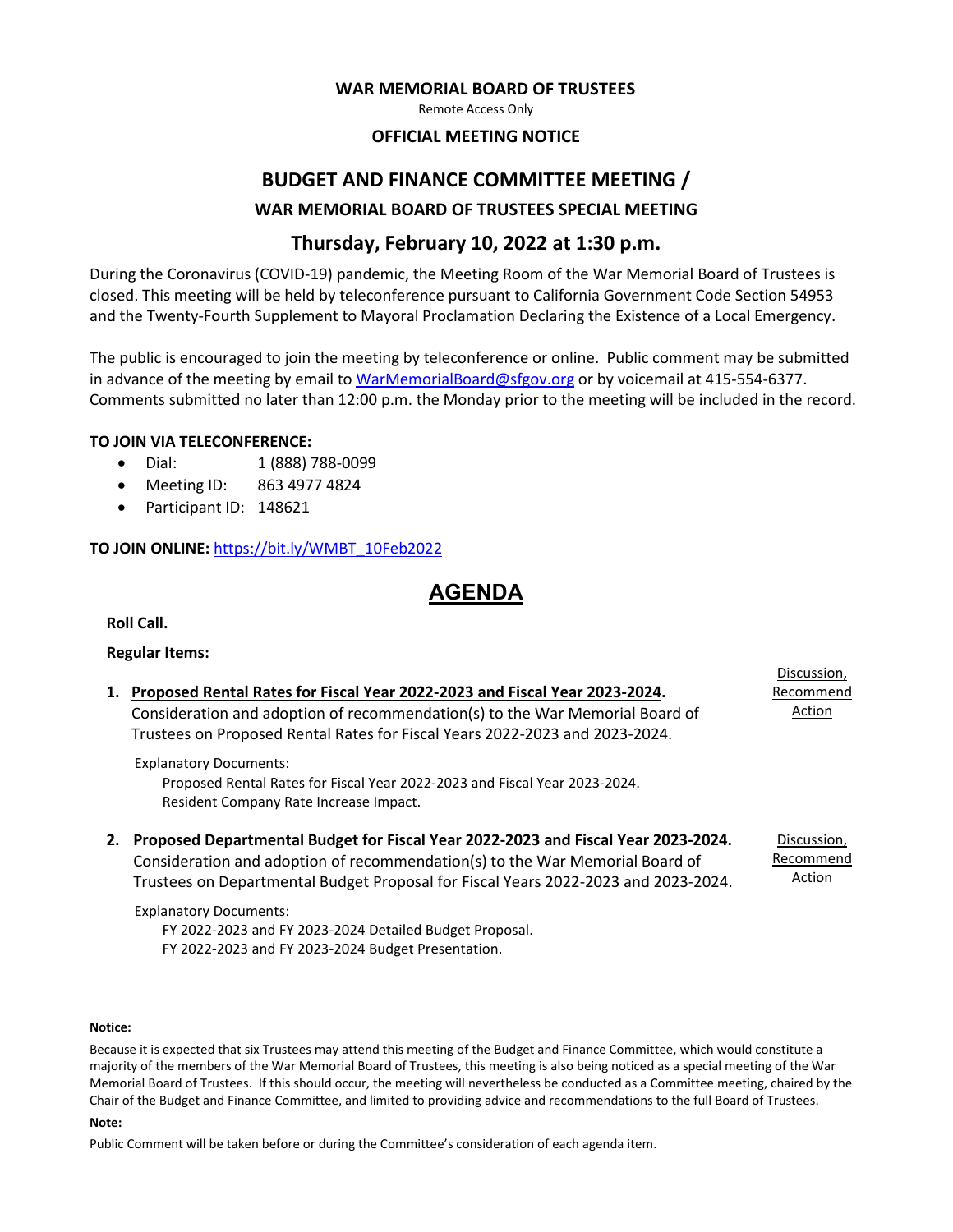**WAR MEMORIAL BOARD OF TRUSTEES**

Remote Access Only

**OFFICIAL MEETING NOTICE**

# BUDGET AND FINANCE COMMITTEE MEETING /

## WAR MEMORIAL BOARD OF TRUSTEES SPECIAL MEETING

## Thursday, February 10, 2022 at 1:30 p.m.

During the Coronavirus (COVID-19) pandemic, the Meeting Room of the War Memorial Board of Trustees is closed. This meeting will be held by teleconference pursuant to California Government Code Section 54953 and the Twenty-Fourth Supplement to Mayoral Proclamation Declaring the Existence of a Local Emergency.

The public is encouraged to join the meeting by teleconference or online. Public comment may be submitted in advance of the meeting by email to WarMemorialBoard@sfgov.org or by voicemail at 415-554-6377. Comments submitted no later than 12:00 p.m. the Monday prior to the meeting will be included in the record.

**TO JOIN VIA TELECONFERENCE:**

- Dial: 1 (888) 788-0099
- Meeting ID: 863 4977 4824
- Participant ID: 148621

**TO JOIN ONLINE:** https://bit.ly/WMBT_10Feb2022

# AGENDA

**Roll Call.**

**Regular Items:**

1. **Proposed Rental Rates for Fiscal Year 2022-2023 and Fiscal Year 2023-2024.** Consideration and adoption of recommendation(s) to the War Memorial Board of Trustees on Proposed Rental Rates for Fiscal Years 2022-2023 and 2023-2024. *Discussion, Recommend Action*

   Explanatory Documents:
   Proposed Rental Rates for Fiscal Year 2022-2023 and Fiscal Year 2023-2024.
   Resident Company Rate Increase Impact.

2. **Proposed Departmental Budget for Fiscal Year 2022-2023 and Fiscal Year 2023-2024.** Consideration and adoption of recommendation(s) to the War Memorial Board of Trustees on Departmental Budget Proposal for Fiscal Years 2022-2023 and 2023-2024. *Discussion, Recommend Action*

   Explanatory Documents:
   FY 2022-2023 and FY 2023-2024 Detailed Budget Proposal.
   FY 2022-2023 and FY 2023-2024 Budget Presentation.

**Notice:**

Because it is expected that six Trustees may attend this meeting of the Budget and Finance Committee, which would constitute a majority of the members of the War Memorial Board of Trustees, this meeting is also being noticed as a special meeting of the War Memorial Board of Trustees. If this should occur, the meeting will nevertheless be conducted as a Committee meeting, chaired by the Chair of the Budget and Finance Committee, and limited to providing advice and recommendations to the full Board of Trustees.

**Note:**

Public Comment will be taken before or during the Committee's consideration of each agenda item.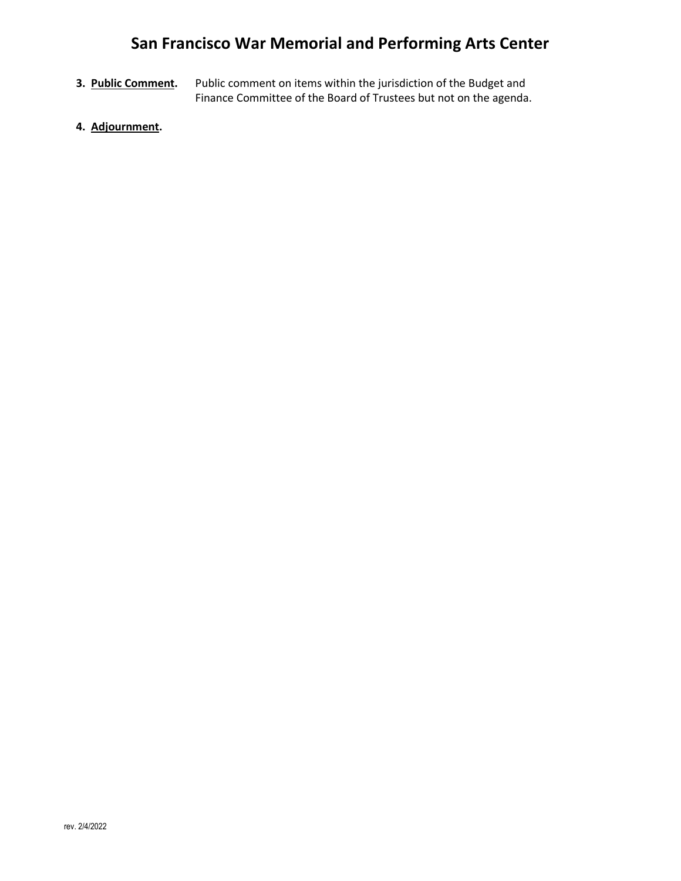3. **Public Comment.** Public comment on items within the jurisdiction of the Budget and Finance Committee of the Board of Trustees but not on the agenda.

4. **Adjournment.**

rev. 2/4/2022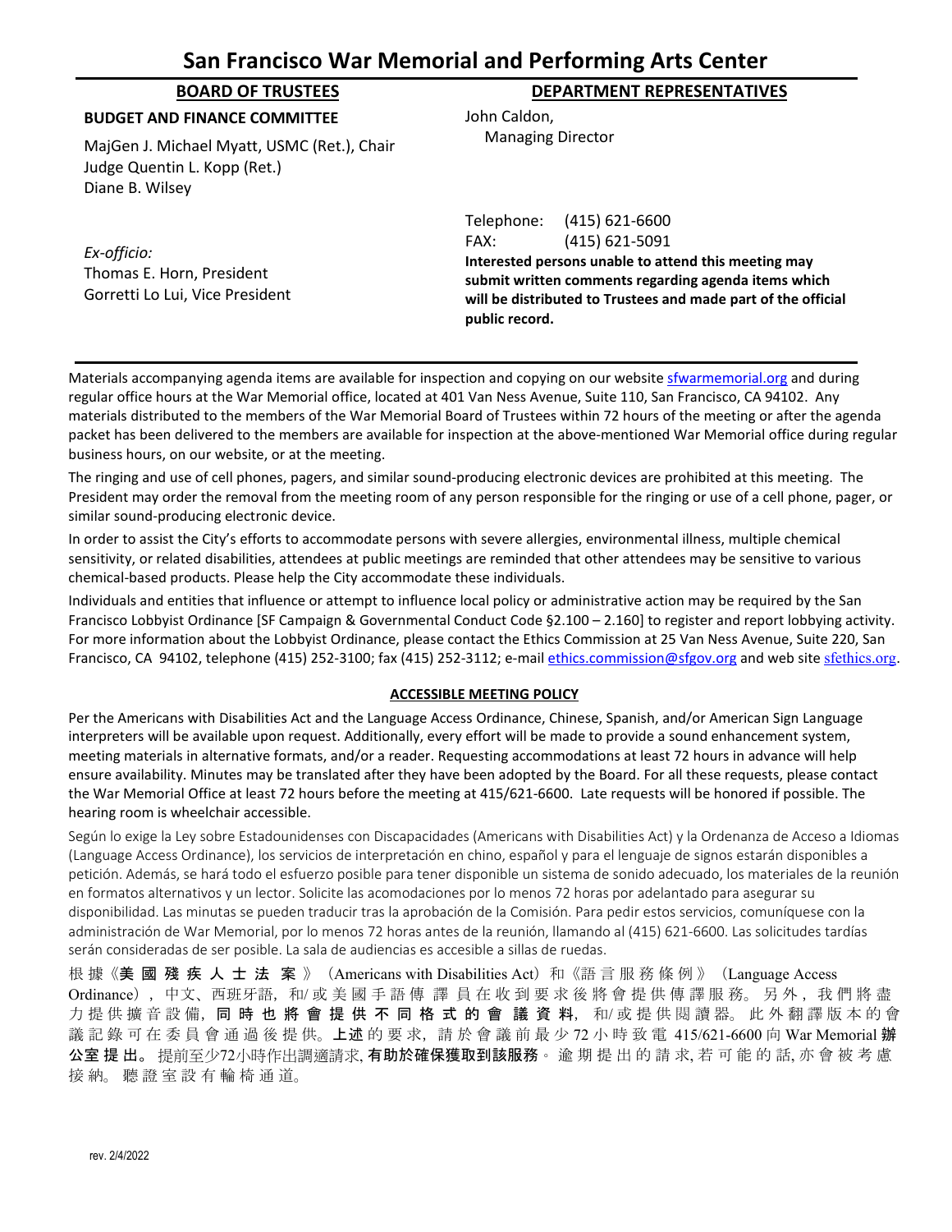# San Francisco War Memorial and Performing Arts Center

## BOARD OF TRUSTEES

**BUDGET AND FINANCE COMMITTEE**

MajGen J. Michael Myatt, USMC (Ret.), Chair
Judge Quentin L. Kopp (Ret.)
Diane B. Wilsey

*Ex-officio:*
Thomas E. Horn, President
Gorretti Lo Lui, Vice President

## DEPARTMENT REPRESENTATIVES

John Caldon,
Managing Director

Telephone: (415) 621-6600
FAX: (415) 621-5091

**Interested persons unable to attend this meeting may submit written comments regarding agenda items which will be distributed to Trustees and made part of the official public record.**

---

Materials accompanying agenda items are available for inspection and copying on our website sfwarmemorial.org and during regular office hours at the War Memorial office, located at 401 Van Ness Avenue, Suite 110, San Francisco, CA 94102. Any materials distributed to the members of the War Memorial Board of Trustees within 72 hours of the meeting or after the agenda packet has been delivered to the members are available for inspection at the above-mentioned War Memorial office during regular business hours, on our website, or at the meeting.

The ringing and use of cell phones, pagers, and similar sound-producing electronic devices are prohibited at this meeting. The President may order the removal from the meeting room of any person responsible for the ringing or use of a cell phone, pager, or similar sound-producing electronic device.

In order to assist the City's efforts to accommodate persons with severe allergies, environmental illness, multiple chemical sensitivity, or related disabilities, attendees at public meetings are reminded that other attendees may be sensitive to various chemical-based products. Please help the City accommodate these individuals.

Individuals and entities that influence or attempt to influence local policy or administrative action may be required by the San Francisco Lobbyist Ordinance [SF Campaign & Governmental Conduct Code §2.100 – 2.160] to register and report lobbying activity. For more information about the Lobbyist Ordinance, please contact the Ethics Commission at 25 Van Ness Avenue, Suite 220, San Francisco, CA 94102, telephone (415) 252-3100; fax (415) 252-3112; e-mail ethics.commission@sfgov.org and web site sfethics.org.

### ACCESSIBLE MEETING POLICY

Per the Americans with Disabilities Act and the Language Access Ordinance, Chinese, Spanish, and/or American Sign Language interpreters will be available upon request. Additionally, every effort will be made to provide a sound enhancement system, meeting materials in alternative formats, and/or a reader. Requesting accommodations at least 72 hours in advance will help ensure availability. Minutes may be translated after they have been adopted by the Board. For all these requests, please contact the War Memorial Office at least 72 hours before the meeting at 415/621-6600. Late requests will be honored if possible. The hearing room is wheelchair accessible.

Según lo exige la Ley sobre Estadounidenses con Discapacidades (Americans with Disabilities Act) y la Ordenanza de Acceso a Idiomas (Language Access Ordinance), los servicios de interpretación en chino, español y para el lenguaje de signos estarán disponibles a petición. Además, se hará todo el esfuerzo posible para tener disponible un sistema de sonido adecuado, los materiales de la reunión en formatos alternativos y un lector. Solicite las acomodaciones por lo menos 72 horas por adelantado para asegurar su disponibilidad. Las minutas se pueden traducir tras la aprobación de la Comisión. Para pedir estos servicios, comuníquese con la administración de War Memorial, por lo menos 72 horas antes de la reunión, llamando al (415) 621-6600. Las solicitudes tardías serán consideradas de ser posible. La sala de audiencias es accesible a sillas de ruedas.

根據《**美國殘疾人士法案**》(Americans with Disabilities Act)和《語言服務條例》(Language Access Ordinance),中文、西班牙語,和/或美國手語傳譯員在收到要求後將會提供傳譯服務。另外,我們將盡力提供擴音設備,**同時也將會提供不同格式的會議資料**,和/或提供閱讀器。此外翻譯版本的會議記錄可在委員會通過後提供。**上述**的要求,請於會議前最少72小時致電 415/621-6600 向 War Memorial **辦公室提出**。提前至少72小時作出調適請求,**有助於確保獲取到該服務**。逾期提出的請求,若可能的話,亦會被考慮接納。聽證室設有輪椅通道。

rev. 2/4/2022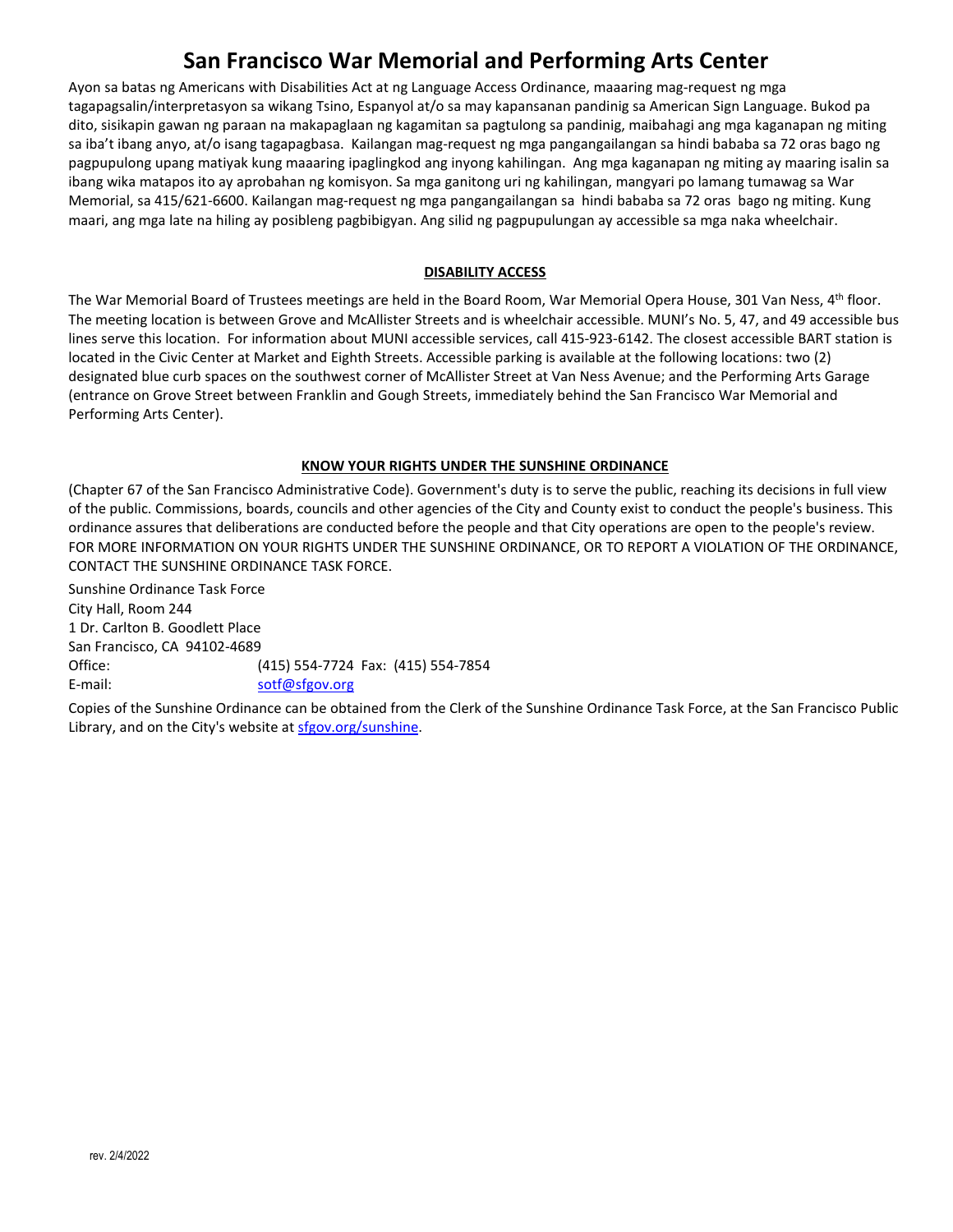# San Francisco War Memorial and Performing Arts Center

Ayon sa batas ng Americans with Disabilities Act at ng Language Access Ordinance, maaaring mag-request ng mga tagapagsalin/interpretasyon sa wikang Tsino, Espanyol at/o sa may kapansanan pandinig sa American Sign Language. Bukod pa dito, sisikapin gawan ng paraan na makapaglaan ng kagamitan sa pagtulong sa pandinig, maibahagi ang mga kaganapan ng miting sa iba't ibang anyo, at/o isang tagapagbasa. Kailangan mag-request ng mga pangangailangan sa hindi bababa sa 72 oras bago ng pagpupulong upang matiyak kung maaaring ipaglingkod ang inyong kahilingan. Ang mga kaganapan ng miting ay maaring isalin sa ibang wika matapos ito ay aprobahan ng komisyon. Sa mga ganitong uri ng kahilingan, mangyari po lamang tumawag sa War Memorial, sa 415/621-6600. Kailangan mag-request ng mga pangangailangan sa hindi bababa sa 72 oras bago ng miting. Kung maari, ang mga late na hiling ay posibleng pagbibigyan. Ang silid ng pagpupulungan ay accessible sa mga naka wheelchair.

**DISABILITY ACCESS**

The War Memorial Board of Trustees meetings are held in the Board Room, War Memorial Opera House, 301 Van Ness, 4th floor. The meeting location is between Grove and McAllister Streets and is wheelchair accessible. MUNI's No. 5, 47, and 49 accessible bus lines serve this location. For information about MUNI accessible services, call 415-923-6142. The closest accessible BART station is located in the Civic Center at Market and Eighth Streets. Accessible parking is available at the following locations: two (2) designated blue curb spaces on the southwest corner of McAllister Street at Van Ness Avenue; and the Performing Arts Garage (entrance on Grove Street between Franklin and Gough Streets, immediately behind the San Francisco War Memorial and Performing Arts Center).

**KNOW YOUR RIGHTS UNDER THE SUNSHINE ORDINANCE**

(Chapter 67 of the San Francisco Administrative Code). Government's duty is to serve the public, reaching its decisions in full view of the public. Commissions, boards, councils and other agencies of the City and County exist to conduct the people's business. This ordinance assures that deliberations are conducted before the people and that City operations are open to the people's review. FOR MORE INFORMATION ON YOUR RIGHTS UNDER THE SUNSHINE ORDINANCE, OR TO REPORT A VIOLATION OF THE ORDINANCE, CONTACT THE SUNSHINE ORDINANCE TASK FORCE.

Sunshine Ordinance Task Force
City Hall, Room 244
1 Dr. Carlton B. Goodlett Place
San Francisco, CA 94102-4689
Office: (415) 554-7724 Fax: (415) 554-7854
E-mail: sotf@sfgov.org

Copies of the Sunshine Ordinance can be obtained from the Clerk of the Sunshine Ordinance Task Force, at the San Francisco Public Library, and on the City's website at sfgov.org/sunshine.

rev. 2/4/2022